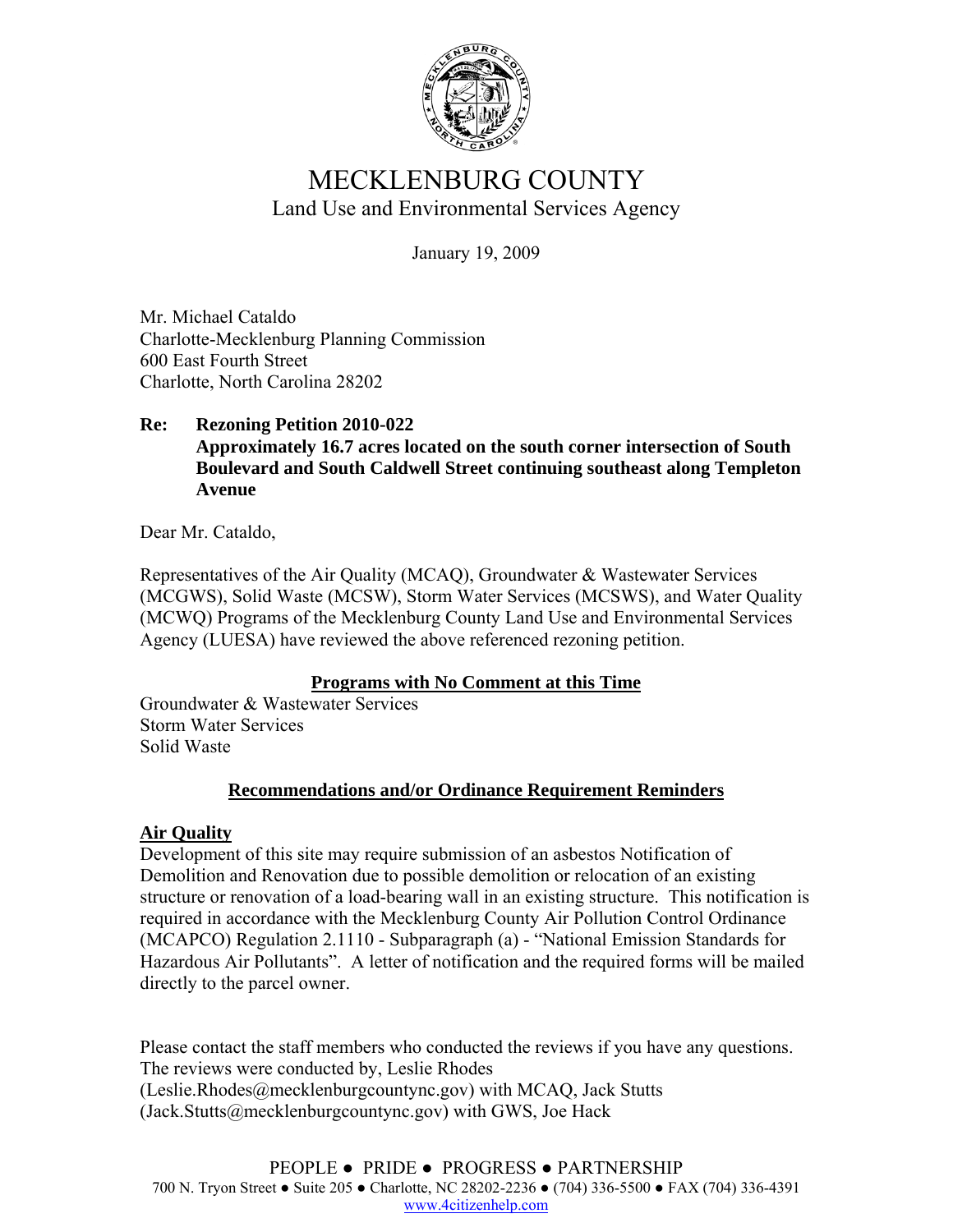# MECKLENBURG COUNTY

Land Use and Environmental Services Agency

January 19, 2009

Mr. Michael Cataldo
Charlotte-Mecklenburg Planning Commission
600 East Fourth Street
Charlotte, North Carolina 28202

**Re: Rezoning Petition 2010-022**
**Approximately 16.7 acres located on the south corner intersection of South Boulevard and South Caldwell Street continuing southeast along Templeton Avenue**

Dear Mr. Cataldo,

Representatives of the Air Quality (MCAQ), Groundwater & Wastewater Services (MCGWS), Solid Waste (MCSW), Storm Water Services (MCSWS), and Water Quality (MCWQ) Programs of the Mecklenburg County Land Use and Environmental Services Agency (LUESA) have reviewed the above referenced rezoning petition.

**Programs with No Comment at this Time**

Groundwater & Wastewater Services
Storm Water Services
Solid Waste

**Recommendations and/or Ordinance Requirement Reminders**

**Air Quality**

Development of this site may require submission of an asbestos Notification of Demolition and Renovation due to possible demolition or relocation of an existing structure or renovation of a load-bearing wall in an existing structure. This notification is required in accordance with the Mecklenburg County Air Pollution Control Ordinance (MCAPCO) Regulation 2.1110 - Subparagraph (a) - "National Emission Standards for Hazardous Air Pollutants". A letter of notification and the required forms will be mailed directly to the parcel owner.

Please contact the staff members who conducted the reviews if you have any questions. The reviews were conducted by, Leslie Rhodes (Leslie.Rhodes@mecklenburgcountync.gov) with MCAQ, Jack Stutts (Jack.Stutts@mecklenburgcountync.gov) with GWS, Joe Hack

PEOPLE ● PRIDE ● PROGRESS ● PARTNERSHIP
700 N. Tryon Street ● Suite 205 ● Charlotte, NC 28202-2236 ● (704) 336-5500 ● FAX (704) 336-4391
www.4citizenhelp.com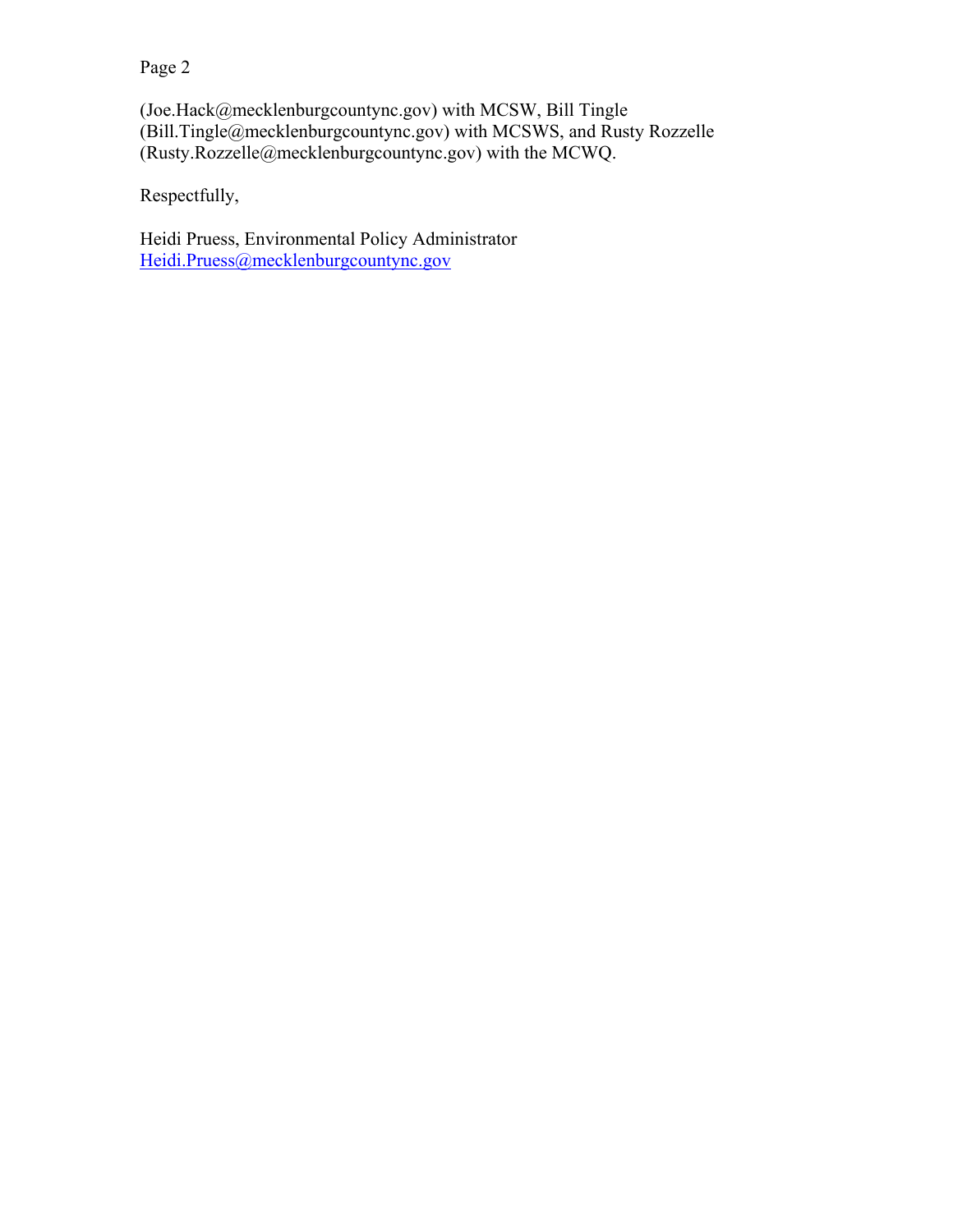(Joe.Hack@mecklenburgcountync.gov) with MCSW, Bill Tingle (Bill.Tingle@mecklenburgcountync.gov) with MCSWS, and Rusty Rozzelle (Rusty.Rozzelle@mecklenburgcountync.gov) with the MCWQ.

Respectfully,

Heidi Pruess, Environmental Policy Administrator
Heidi.Pruess@mecklenburgcountync.gov